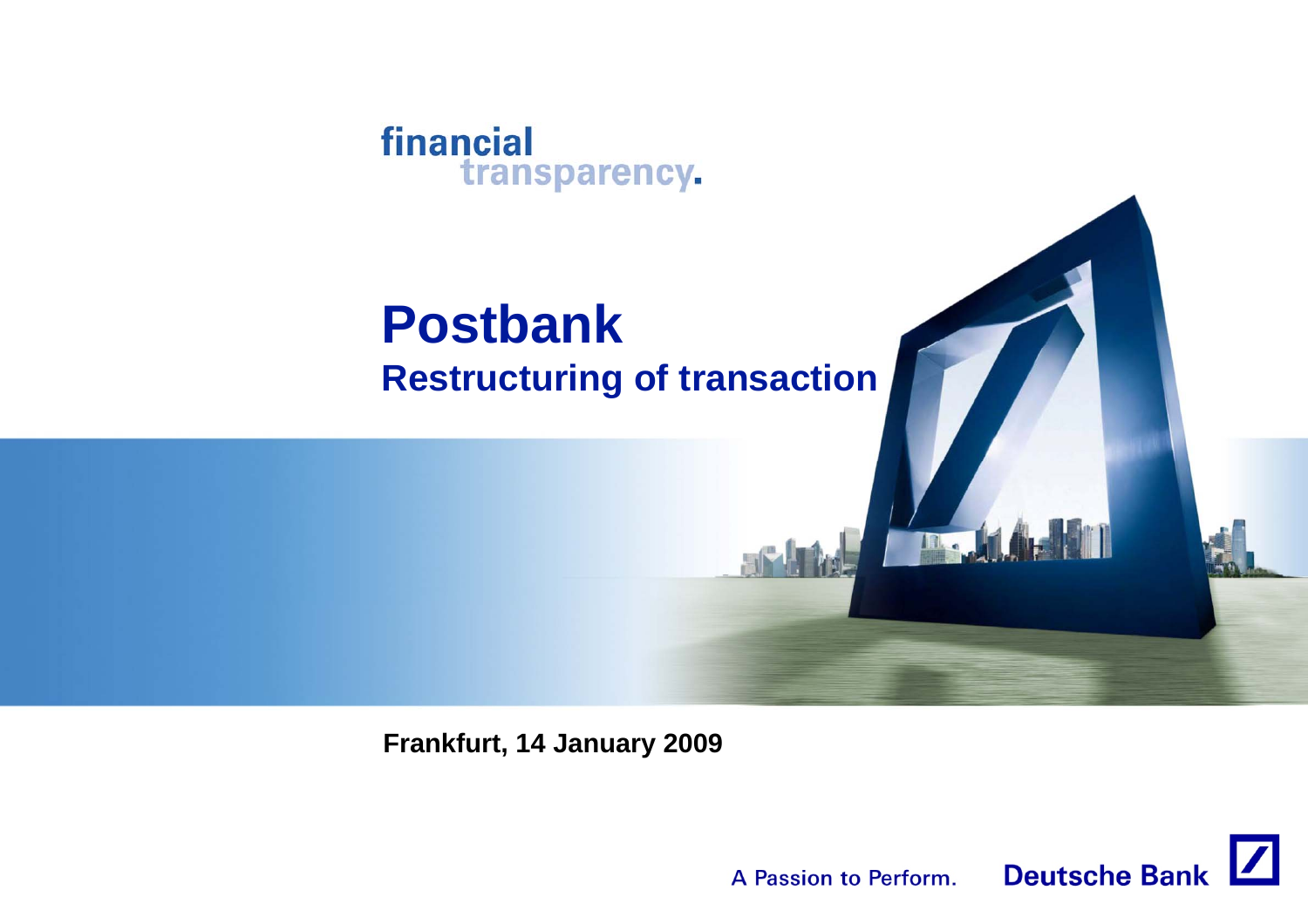financial transparency.

# Postbank

## Restructuring of transaction

**Frankfurt, 14 January 2009**

A Passion to Perform. Deutsche Bank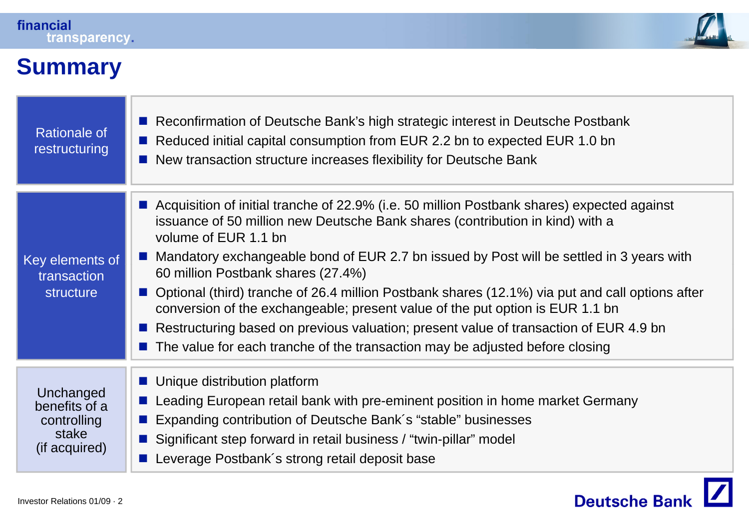# Summary

| | |
|---|---|
| Rationale of restructuring | ■ Reconfirmation of Deutsche Bank's high strategic interest in Deutsche Postbank<br>■ Reduced initial capital consumption from EUR 2.2 bn to expected EUR 1.0 bn<br>■ New transaction structure increases flexibility for Deutsche Bank |
| Key elements of transaction structure | ■ Acquisition of initial tranche of 22.9% (i.e. 50 million Postbank shares) expected against issuance of 50 million new Deutsche Bank shares (contribution in kind) with a volume of EUR 1.1 bn<br>■ Mandatory exchangeable bond of EUR 2.7 bn issued by Post will be settled in 3 years with 60 million Postbank shares (27.4%)<br>■ Optional (third) tranche of 26.4 million Postbank shares (12.1%) via put and call options after conversion of the exchangeable; present value of the put option is EUR 1.1 bn<br>■ Restructuring based on previous valuation; present value of transaction of EUR 4.9 bn<br>■ The value for each tranche of the transaction may be adjusted before closing |
| Unchanged benefits of a controlling stake (if acquired) | ■ Unique distribution platform<br>■ Leading European retail bank with pre-eminent position in home market Germany<br>■ Expanding contribution of Deutsche Bank´s "stable" businesses<br>■ Significant step forward in retail business / "twin-pillar" model<br>■ Leverage Postbank´s strong retail deposit base |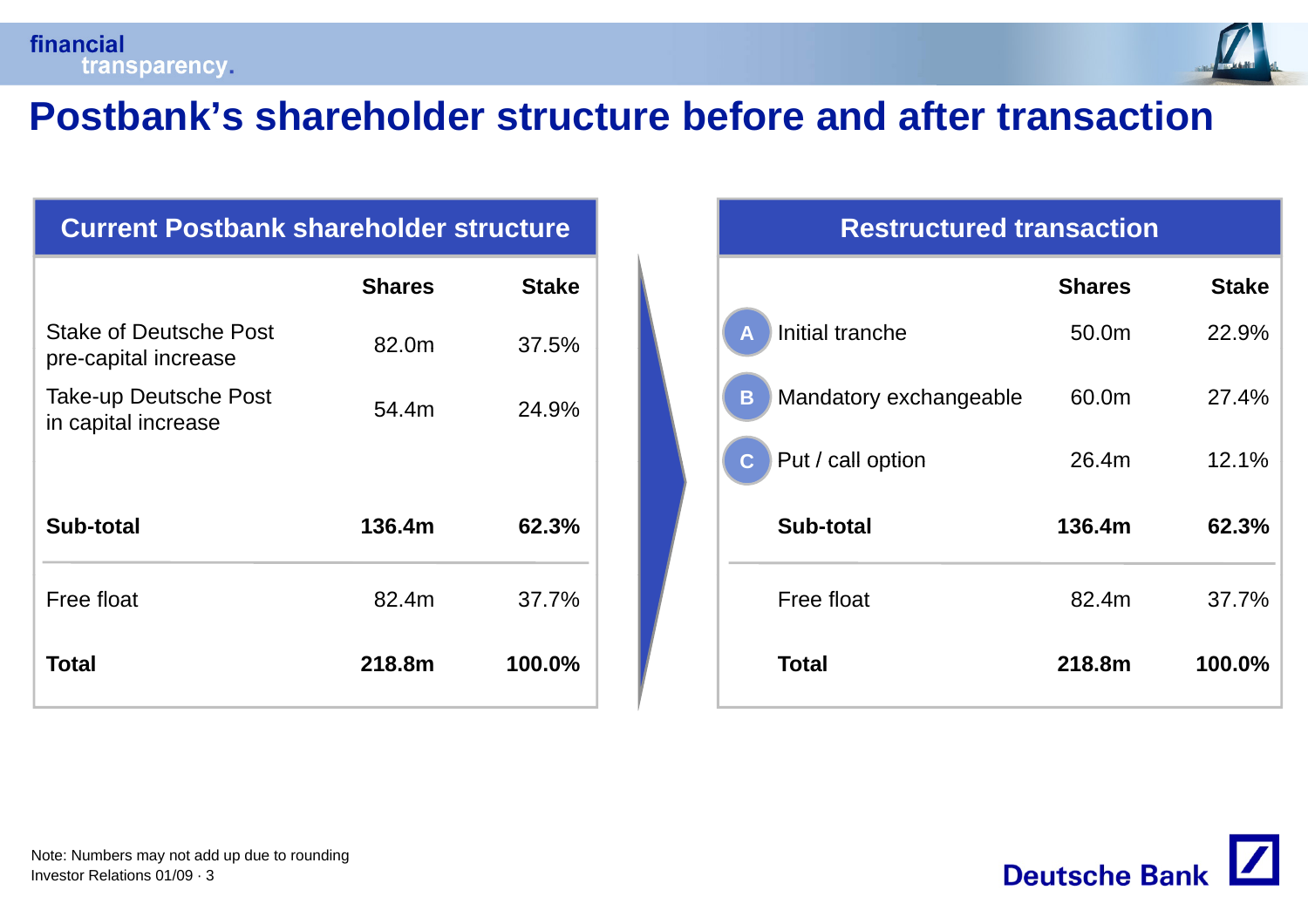# Postbank's shareholder structure before and after transaction

## Current Postbank shareholder structure

| | Shares | Stake |
|---|---|---|
| Stake of Deutsche Post pre-capital increase | 82.0m | 37.5% |
| Take-up Deutsche Post in capital increase | 54.4m | 24.9% |
| **Sub-total** | **136.4m** | **62.3%** |
| Free float | 82.4m | 37.7% |
| **Total** | **218.8m** | **100.0%** |

## Restructured transaction

| | Shares | Stake |
|---|---|---|
| A Initial tranche | 50.0m | 22.9% |
| B Mandatory exchangeable | 60.0m | 27.4% |
| C Put / call option | 26.4m | 12.1% |
| **Sub-total** | **136.4m** | **62.3%** |
| Free float | 82.4m | 37.7% |
| **Total** | **218.8m** | **100.0%** |

Note: Numbers may not add up due to rounding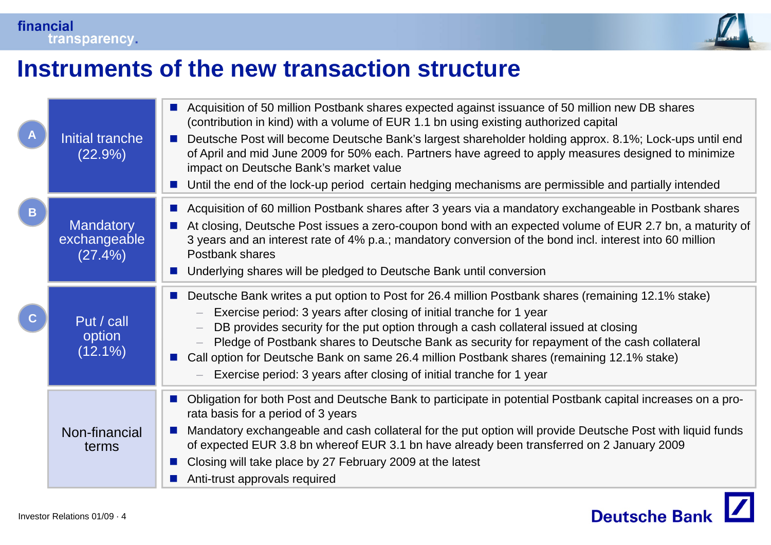# Instruments of the new transaction structure

## A — Initial tranche (22.9%)

- Acquisition of 50 million Postbank shares expected against issuance of 50 million new DB shares (contribution in kind) with a volume of EUR 1.1 bn using existing authorized capital
- Deutsche Post will become Deutsche Bank's largest shareholder holding approx. 8.1%; Lock-ups until end of April and mid June 2009 for 50% each. Partners have agreed to apply measures designed to minimize impact on Deutsche Bank's market value
- Until the end of the lock-up period certain hedging mechanisms are permissible and partially intended

## B — Mandatory exchangeable (27.4%)

- Acquisition of 60 million Postbank shares after 3 years via a mandatory exchangeable in Postbank shares
- At closing, Deutsche Post issues a zero-coupon bond with an expected volume of EUR 2.7 bn, a maturity of 3 years and an interest rate of 4% p.a.; mandatory conversion of the bond incl. interest into 60 million Postbank shares
- Underlying shares will be pledged to Deutsche Bank until conversion

## C — Put / call option (12.1%)

- Deutsche Bank writes a put option to Post for 26.4 million Postbank shares (remaining 12.1% stake)
  - Exercise period: 3 years after closing of initial tranche for 1 year
  - DB provides security for the put option through a cash collateral issued at closing
  - Pledge of Postbank shares to Deutsche Bank as security for repayment of the cash collateral
- Call option for Deutsche Bank on same 26.4 million Postbank shares (remaining 12.1% stake)
  - Exercise period: 3 years after closing of initial tranche for 1 year

## Non-financial terms

- Obligation for both Post and Deutsche Bank to participate in potential Postbank capital increases on a pro-rata basis for a period of 3 years
- Mandatory exchangeable and cash collateral for the put option will provide Deutsche Post with liquid funds of expected EUR 3.8 bn whereof EUR 3.1 bn have already been transferred on 2 January 2009
- Closing will take place by 27 February 2009 at the latest
- Anti-trust approvals required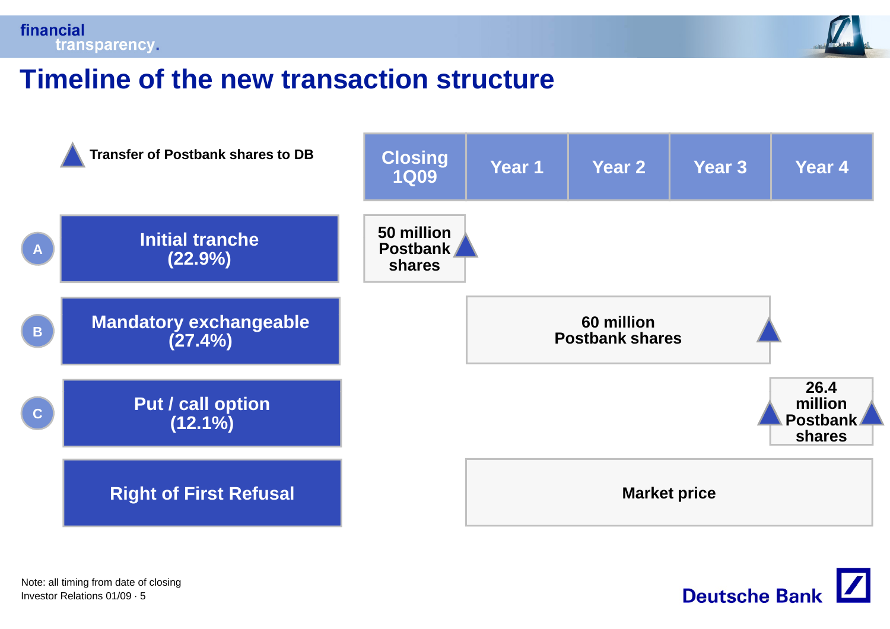# Timeline of the new transaction structure

▲ Transfer of Postbank shares to DB

| | Closing 1Q09 | Year 1 | Year 2 | Year 3 | Year 4 |
|---|---|---|---|---|---|
| A Initial tranche (22.9%) | 50 million Postbank shares ▲ | | | | |
| B Mandatory exchangeable (27.4%) | | 60 million Postbank shares | | ▲ | |
| C Put / call option (12.1%) | | | | ▲ | 26.4 million Postbank shares ▲ |
| Right of First Refusal | | Market price | | | |

Note: all timing from date of closing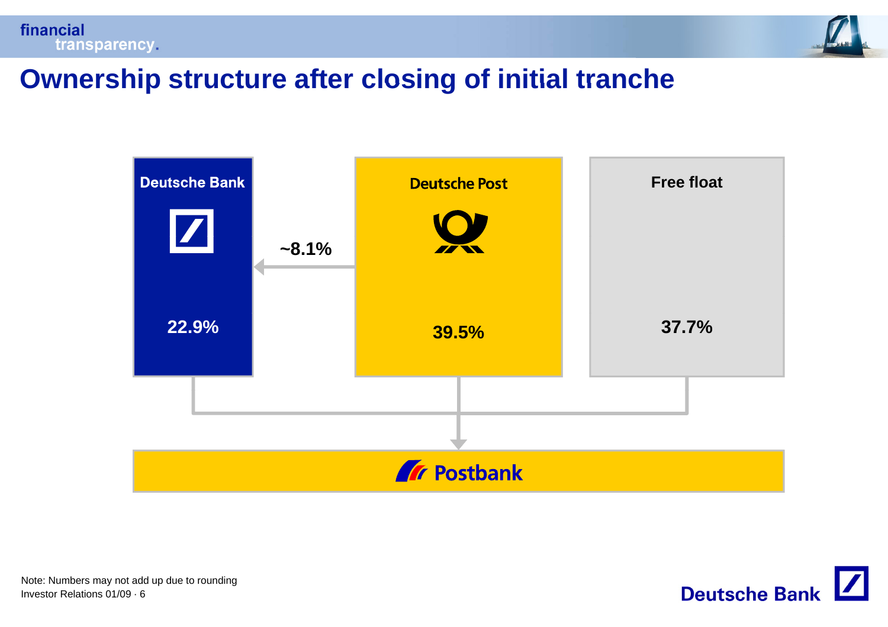# Ownership structure after closing of initial tranche

**Deutsche Bank**

**22.9%**

**~8.1%**

**Deutsche Post**

**39.5%**

**Free float**

**37.7%**

**Postbank**

Note: Numbers may not add up due to rounding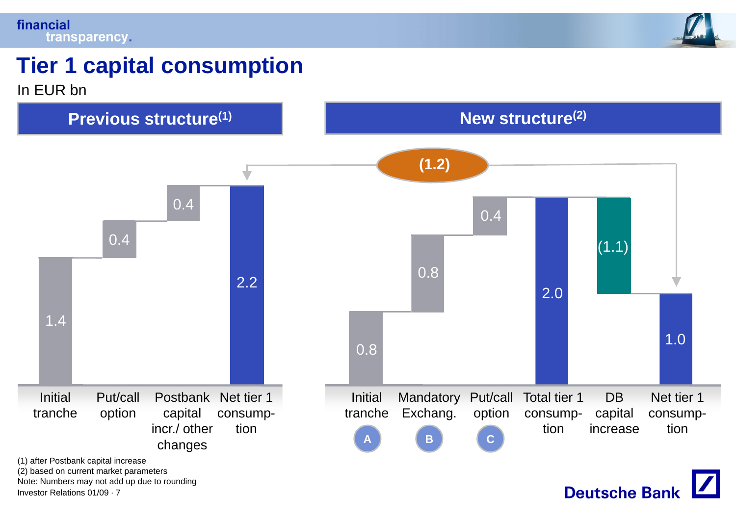# Tier 1 capital consumption

In EUR bn

## Previous structure[1]

| Initial tranche | Put/call option | Postbank capital incr./ other changes | Net tier 1 consump-tion |
|---|---|---|---|
| 1.4 | 0.4 | 0.4 | 2.2 |

## New structure[2]

| Initial tranche (A) | Mandatory Exchang. (B) | Put/call option (C) | Total tier 1 consump-tion | DB capital increase | Net tier 1 consump-tion |
|---|---|---|---|---|---|
| 0.8 | 0.8 | 0.4 | 2.0 | (1.1) | 1.0 |

Difference in net tier 1 consumption (new vs. previous structure): (1.2)

(1) after Postbank capital increase

(2) based on current market parameters

Note: Numbers may not add up due to rounding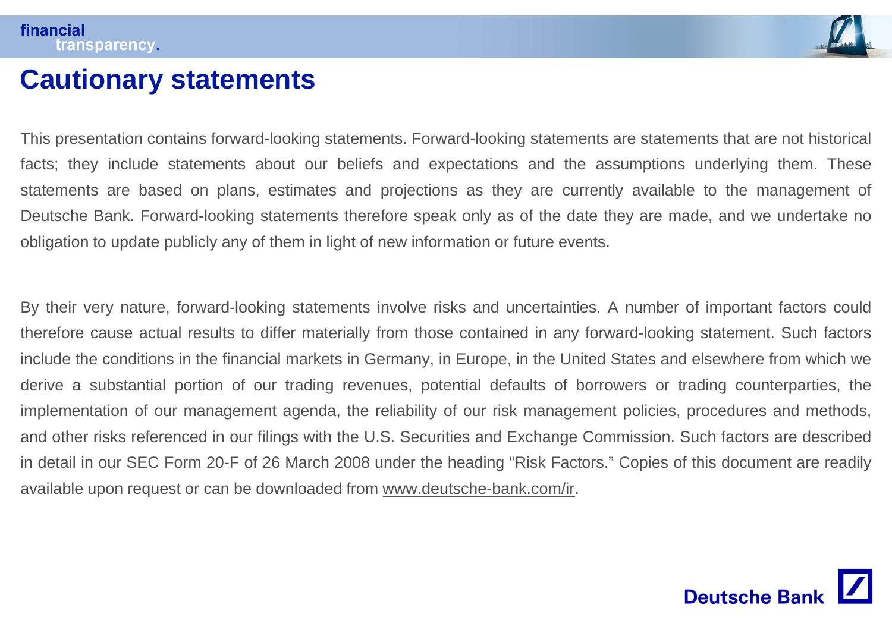# Cautionary statements

This presentation contains forward-looking statements. Forward-looking statements are statements that are not historical facts; they include statements about our beliefs and expectations and the assumptions underlying them. These statements are based on plans, estimates and projections as they are currently available to the management of Deutsche Bank. Forward-looking statements therefore speak only as of the date they are made, and we undertake no obligation to update publicly any of them in light of new information or future events.

By their very nature, forward-looking statements involve risks and uncertainties. A number of important factors could therefore cause actual results to differ materially from those contained in any forward-looking statement. Such factors include the conditions in the financial markets in Germany, in Europe, in the United States and elsewhere from which we derive a substantial portion of our trading revenues, potential defaults of borrowers or trading counterparties, the implementation of our management agenda, the reliability of our risk management policies, procedures and methods, and other risks referenced in our filings with the U.S. Securities and Exchange Commission. Such factors are described in detail in our SEC Form 20-F of 26 March 2008 under the heading "Risk Factors." Copies of this document are readily available upon request or can be downloaded from www.deutsche-bank.com/ir.